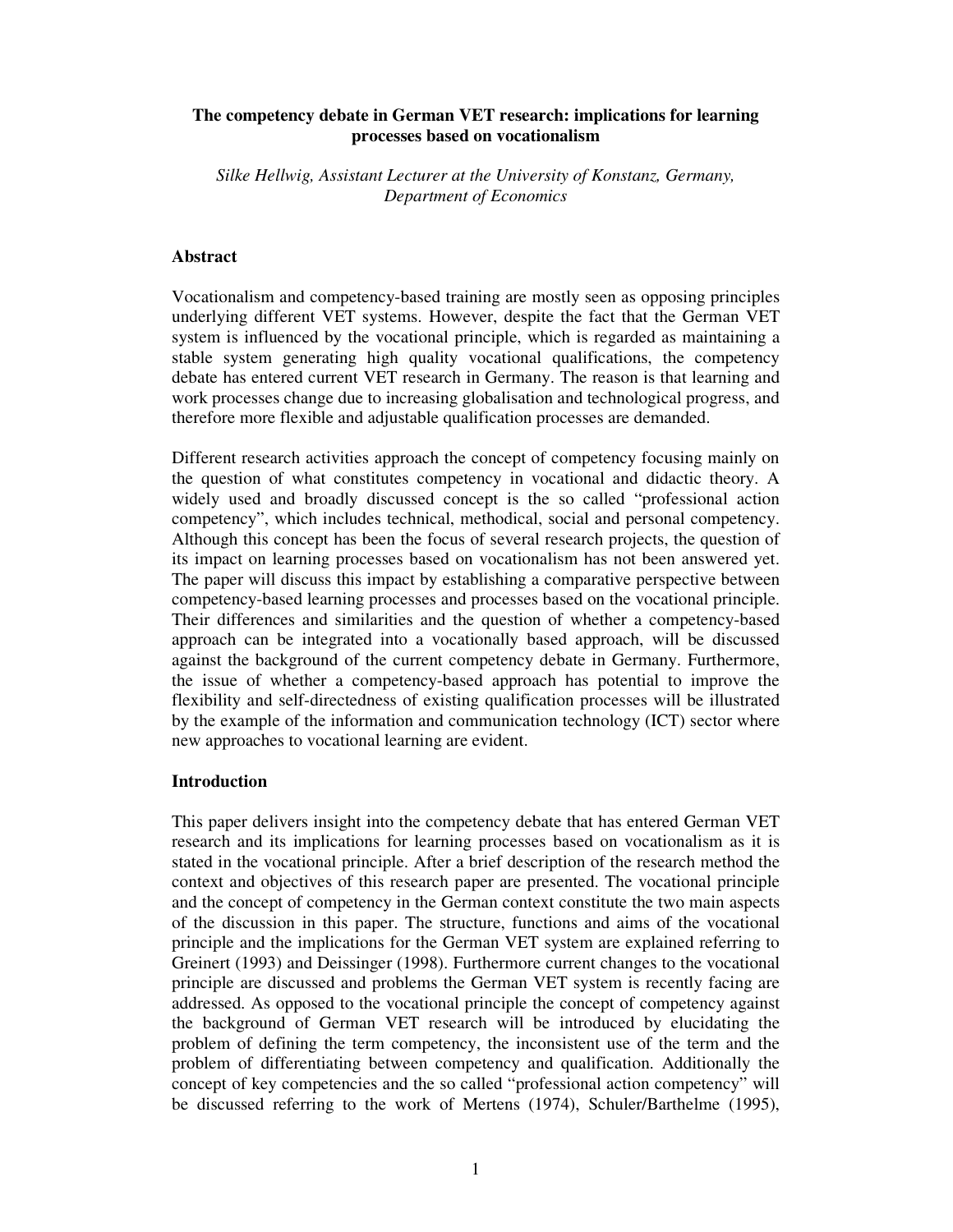# The competency debate in German VET research: implications for learning processes based on vocationalism

*Silke Hellwig, Assistant Lecturer at the University of Konstanz, Germany, Department of Economics*

## Abstract

Vocationalism and competency-based training are mostly seen as opposing principles underlying different VET systems. However, despite the fact that the German VET system is influenced by the vocational principle, which is regarded as maintaining a stable system generating high quality vocational qualifications, the competency debate has entered current VET research in Germany. The reason is that learning and work processes change due to increasing globalisation and technological progress, and therefore more flexible and adjustable qualification processes are demanded.

Different research activities approach the concept of competency focusing mainly on the question of what constitutes competency in vocational and didactic theory. A widely used and broadly discussed concept is the so called "professional action competency", which includes technical, methodical, social and personal competency. Although this concept has been the focus of several research projects, the question of its impact on learning processes based on vocationalism has not been answered yet. The paper will discuss this impact by establishing a comparative perspective between competency-based learning processes and processes based on the vocational principle. Their differences and similarities and the question of whether a competency-based approach can be integrated into a vocationally based approach, will be discussed against the background of the current competency debate in Germany. Furthermore, the issue of whether a competency-based approach has potential to improve the flexibility and self-directedness of existing qualification processes will be illustrated by the example of the information and communication technology (ICT) sector where new approaches to vocational learning are evident.

## Introduction

This paper delivers insight into the competency debate that has entered German VET research and its implications for learning processes based on vocationalism as it is stated in the vocational principle. After a brief description of the research method the context and objectives of this research paper are presented. The vocational principle and the concept of competency in the German context constitute the two main aspects of the discussion in this paper. The structure, functions and aims of the vocational principle and the implications for the German VET system are explained referring to Greinert (1993) and Deissinger (1998). Furthermore current changes to the vocational principle are discussed and problems the German VET system is recently facing are addressed. As opposed to the vocational principle the concept of competency against the background of German VET research will be introduced by elucidating the problem of defining the term competency, the inconsistent use of the term and the problem of differentiating between competency and qualification. Additionally the concept of key competencies and the so called "professional action competency" will be discussed referring to the work of Mertens (1974), Schuler/Barthelme (1995),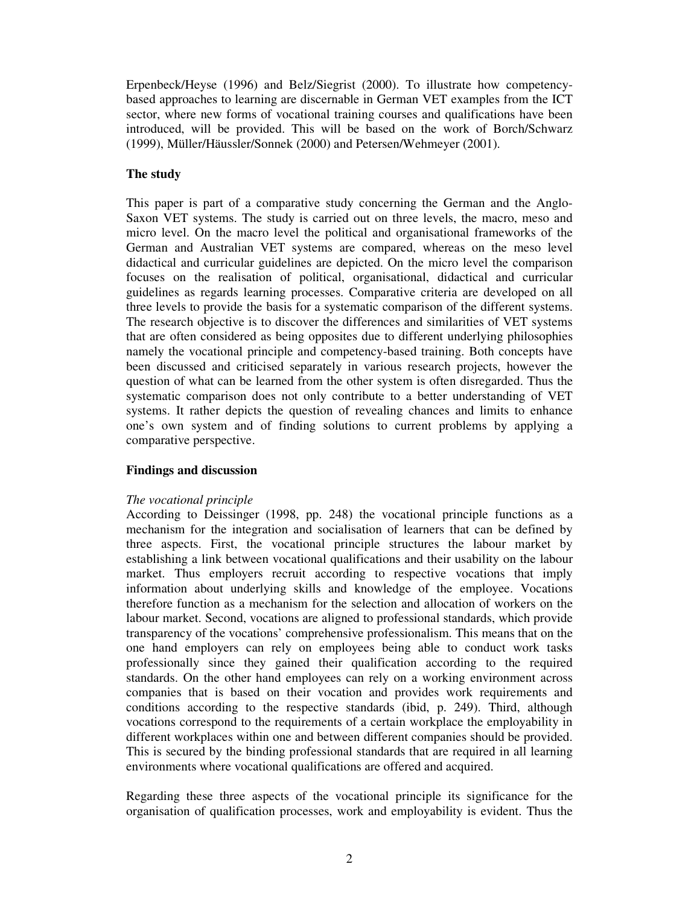Erpenbeck/Heyse (1996) and Belz/Siegrist (2000). To illustrate how competency-based approaches to learning are discernable in German VET examples from the ICT sector, where new forms of vocational training courses and qualifications have been introduced, will be provided. This will be based on the work of Borch/Schwarz (1999), Müller/Häussler/Sonnek (2000) and Petersen/Wehmeyer (2001).

## The study

This paper is part of a comparative study concerning the German and the Anglo-Saxon VET systems. The study is carried out on three levels, the macro, meso and micro level. On the macro level the political and organisational frameworks of the German and Australian VET systems are compared, whereas on the meso level didactical and curricular guidelines are depicted. On the micro level the comparison focuses on the realisation of political, organisational, didactical and curricular guidelines as regards learning processes. Comparative criteria are developed on all three levels to provide the basis for a systematic comparison of the different systems. The research objective is to discover the differences and similarities of VET systems that are often considered as being opposites due to different underlying philosophies namely the vocational principle and competency-based training. Both concepts have been discussed and criticised separately in various research projects, however the question of what can be learned from the other system is often disregarded. Thus the systematic comparison does not only contribute to a better understanding of VET systems. It rather depicts the question of revealing chances and limits to enhance one's own system and of finding solutions to current problems by applying a comparative perspective.

## Findings and discussion

### *The vocational principle*

According to Deissinger (1998, pp. 248) the vocational principle functions as a mechanism for the integration and socialisation of learners that can be defined by three aspects. First, the vocational principle structures the labour market by establishing a link between vocational qualifications and their usability on the labour market. Thus employers recruit according to respective vocations that imply information about underlying skills and knowledge of the employee. Vocations therefore function as a mechanism for the selection and allocation of workers on the labour market. Second, vocations are aligned to professional standards, which provide transparency of the vocations' comprehensive professionalism. This means that on the one hand employers can rely on employees being able to conduct work tasks professionally since they gained their qualification according to the required standards. On the other hand employees can rely on a working environment across companies that is based on their vocation and provides work requirements and conditions according to the respective standards (ibid, p. 249). Third, although vocations correspond to the requirements of a certain workplace the employability in different workplaces within one and between different companies should be provided. This is secured by the binding professional standards that are required in all learning environments where vocational qualifications are offered and acquired.

Regarding these three aspects of the vocational principle its significance for the organisation of qualification processes, work and employability is evident. Thus the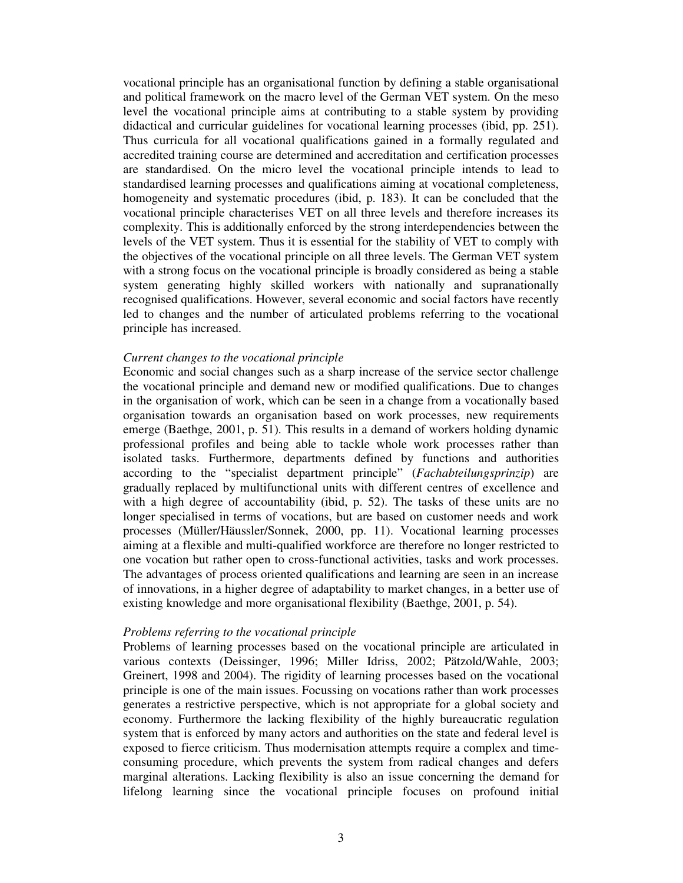vocational principle has an organisational function by defining a stable organisational and political framework on the macro level of the German VET system. On the meso level the vocational principle aims at contributing to a stable system by providing didactical and curricular guidelines for vocational learning processes (ibid, pp. 251). Thus curricula for all vocational qualifications gained in a formally regulated and accredited training course are determined and accreditation and certification processes are standardised. On the micro level the vocational principle intends to lead to standardised learning processes and qualifications aiming at vocational completeness, homogeneity and systematic procedures (ibid, p. 183). It can be concluded that the vocational principle characterises VET on all three levels and therefore increases its complexity. This is additionally enforced by the strong interdependencies between the levels of the VET system. Thus it is essential for the stability of VET to comply with the objectives of the vocational principle on all three levels. The German VET system with a strong focus on the vocational principle is broadly considered as being a stable system generating highly skilled workers with nationally and supranationally recognised qualifications. However, several economic and social factors have recently led to changes and the number of articulated problems referring to the vocational principle has increased.

*Current changes to the vocational principle*

Economic and social changes such as a sharp increase of the service sector challenge the vocational principle and demand new or modified qualifications. Due to changes in the organisation of work, which can be seen in a change from a vocationally based organisation towards an organisation based on work processes, new requirements emerge (Baethge, 2001, p. 51). This results in a demand of workers holding dynamic professional profiles and being able to tackle whole work processes rather than isolated tasks. Furthermore, departments defined by functions and authorities according to the "specialist department principle" (*Fachabteilungsprinzip*) are gradually replaced by multifunctional units with different centres of excellence and with a high degree of accountability (ibid, p. 52). The tasks of these units are no longer specialised in terms of vocations, but are based on customer needs and work processes (Müller/Häussler/Sonnek, 2000, pp. 11). Vocational learning processes aiming at a flexible and multi-qualified workforce are therefore no longer restricted to one vocation but rather open to cross-functional activities, tasks and work processes. The advantages of process oriented qualifications and learning are seen in an increase of innovations, in a higher degree of adaptability to market changes, in a better use of existing knowledge and more organisational flexibility (Baethge, 2001, p. 54).

*Problems referring to the vocational principle*

Problems of learning processes based on the vocational principle are articulated in various contexts (Deissinger, 1996; Miller Idriss, 2002; Pätzold/Wahle, 2003; Greinert, 1998 and 2004). The rigidity of learning processes based on the vocational principle is one of the main issues. Focussing on vocations rather than work processes generates a restrictive perspective, which is not appropriate for a global society and economy. Furthermore the lacking flexibility of the highly bureaucratic regulation system that is enforced by many actors and authorities on the state and federal level is exposed to fierce criticism. Thus modernisation attempts require a complex and time-consuming procedure, which prevents the system from radical changes and defers marginal alterations. Lacking flexibility is also an issue concerning the demand for lifelong learning since the vocational principle focuses on profound initial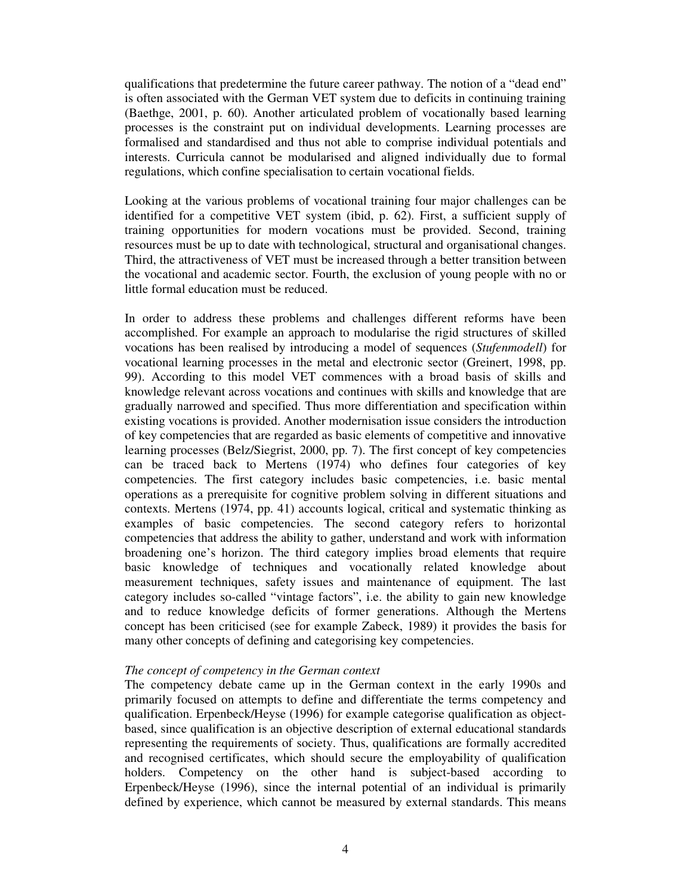qualifications that predetermine the future career pathway. The notion of a "dead end" is often associated with the German VET system due to deficits in continuing training (Baethge, 2001, p. 60). Another articulated problem of vocationally based learning processes is the constraint put on individual developments. Learning processes are formalised and standardised and thus not able to comprise individual potentials and interests. Curricula cannot be modularised and aligned individually due to formal regulations, which confine specialisation to certain vocational fields.

Looking at the various problems of vocational training four major challenges can be identified for a competitive VET system (ibid, p. 62). First, a sufficient supply of training opportunities for modern vocations must be provided. Second, training resources must be up to date with technological, structural and organisational changes. Third, the attractiveness of VET must be increased through a better transition between the vocational and academic sector. Fourth, the exclusion of young people with no or little formal education must be reduced.

In order to address these problems and challenges different reforms have been accomplished. For example an approach to modularise the rigid structures of skilled vocations has been realised by introducing a model of sequences (*Stufenmodell*) for vocational learning processes in the metal and electronic sector (Greinert, 1998, pp. 99). According to this model VET commences with a broad basis of skills and knowledge relevant across vocations and continues with skills and knowledge that are gradually narrowed and specified. Thus more differentiation and specification within existing vocations is provided. Another modernisation issue considers the introduction of key competencies that are regarded as basic elements of competitive and innovative learning processes (Belz/Siegrist, 2000, pp. 7). The first concept of key competencies can be traced back to Mertens (1974) who defines four categories of key competencies. The first category includes basic competencies, i.e. basic mental operations as a prerequisite for cognitive problem solving in different situations and contexts. Mertens (1974, pp. 41) accounts logical, critical and systematic thinking as examples of basic competencies. The second category refers to horizontal competencies that address the ability to gather, understand and work with information broadening one's horizon. The third category implies broad elements that require basic knowledge of techniques and vocationally related knowledge about measurement techniques, safety issues and maintenance of equipment. The last category includes so-called "vintage factors", i.e. the ability to gain new knowledge and to reduce knowledge deficits of former generations. Although the Mertens concept has been criticised (see for example Zabeck, 1989) it provides the basis for many other concepts of defining and categorising key competencies.

*The concept of competency in the German context*

The competency debate came up in the German context in the early 1990s and primarily focused on attempts to define and differentiate the terms competency and qualification. Erpenbeck/Heyse (1996) for example categorise qualification as object-based, since qualification is an objective description of external educational standards representing the requirements of society. Thus, qualifications are formally accredited and recognised certificates, which should secure the employability of qualification holders. Competency on the other hand is subject-based according to Erpenbeck/Heyse (1996), since the internal potential of an individual is primarily defined by experience, which cannot be measured by external standards. This means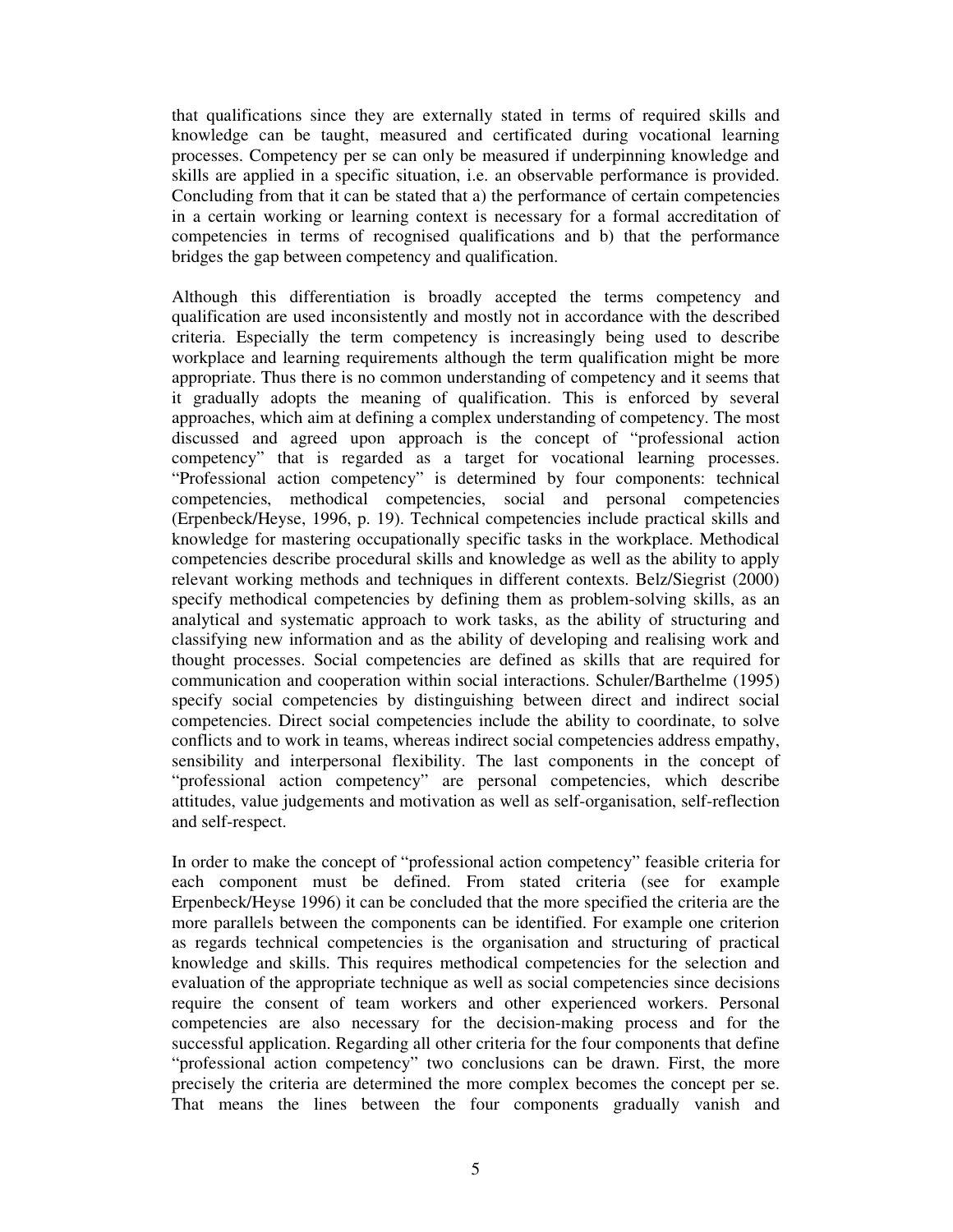that qualifications since they are externally stated in terms of required skills and knowledge can be taught, measured and certificated during vocational learning processes. Competency per se can only be measured if underpinning knowledge and skills are applied in a specific situation, i.e. an observable performance is provided. Concluding from that it can be stated that a) the performance of certain competencies in a certain working or learning context is necessary for a formal accreditation of competencies in terms of recognised qualifications and b) that the performance bridges the gap between competency and qualification.

Although this differentiation is broadly accepted the terms competency and qualification are used inconsistently and mostly not in accordance with the described criteria. Especially the term competency is increasingly being used to describe workplace and learning requirements although the term qualification might be more appropriate. Thus there is no common understanding of competency and it seems that it gradually adopts the meaning of qualification. This is enforced by several approaches, which aim at defining a complex understanding of competency. The most discussed and agreed upon approach is the concept of "professional action competency" that is regarded as a target for vocational learning processes. "Professional action competency" is determined by four components: technical competencies, methodical competencies, social and personal competencies (Erpenbeck/Heyse, 1996, p. 19). Technical competencies include practical skills and knowledge for mastering occupationally specific tasks in the workplace. Methodical competencies describe procedural skills and knowledge as well as the ability to apply relevant working methods and techniques in different contexts. Belz/Siegrist (2000) specify methodical competencies by defining them as problem-solving skills, as an analytical and systematic approach to work tasks, as the ability of structuring and classifying new information and as the ability of developing and realising work and thought processes. Social competencies are defined as skills that are required for communication and cooperation within social interactions. Schuler/Barthelme (1995) specify social competencies by distinguishing between direct and indirect social competencies. Direct social competencies include the ability to coordinate, to solve conflicts and to work in teams, whereas indirect social competencies address empathy, sensibility and interpersonal flexibility. The last components in the concept of "professional action competency" are personal competencies, which describe attitudes, value judgements and motivation as well as self-organisation, self-reflection and self-respect.

In order to make the concept of "professional action competency" feasible criteria for each component must be defined. From stated criteria (see for example Erpenbeck/Heyse 1996) it can be concluded that the more specified the criteria are the more parallels between the components can be identified. For example one criterion as regards technical competencies is the organisation and structuring of practical knowledge and skills. This requires methodical competencies for the selection and evaluation of the appropriate technique as well as social competencies since decisions require the consent of team workers and other experienced workers. Personal competencies are also necessary for the decision-making process and for the successful application. Regarding all other criteria for the four components that define "professional action competency" two conclusions can be drawn. First, the more precisely the criteria are determined the more complex becomes the concept per se. That means the lines between the four components gradually vanish and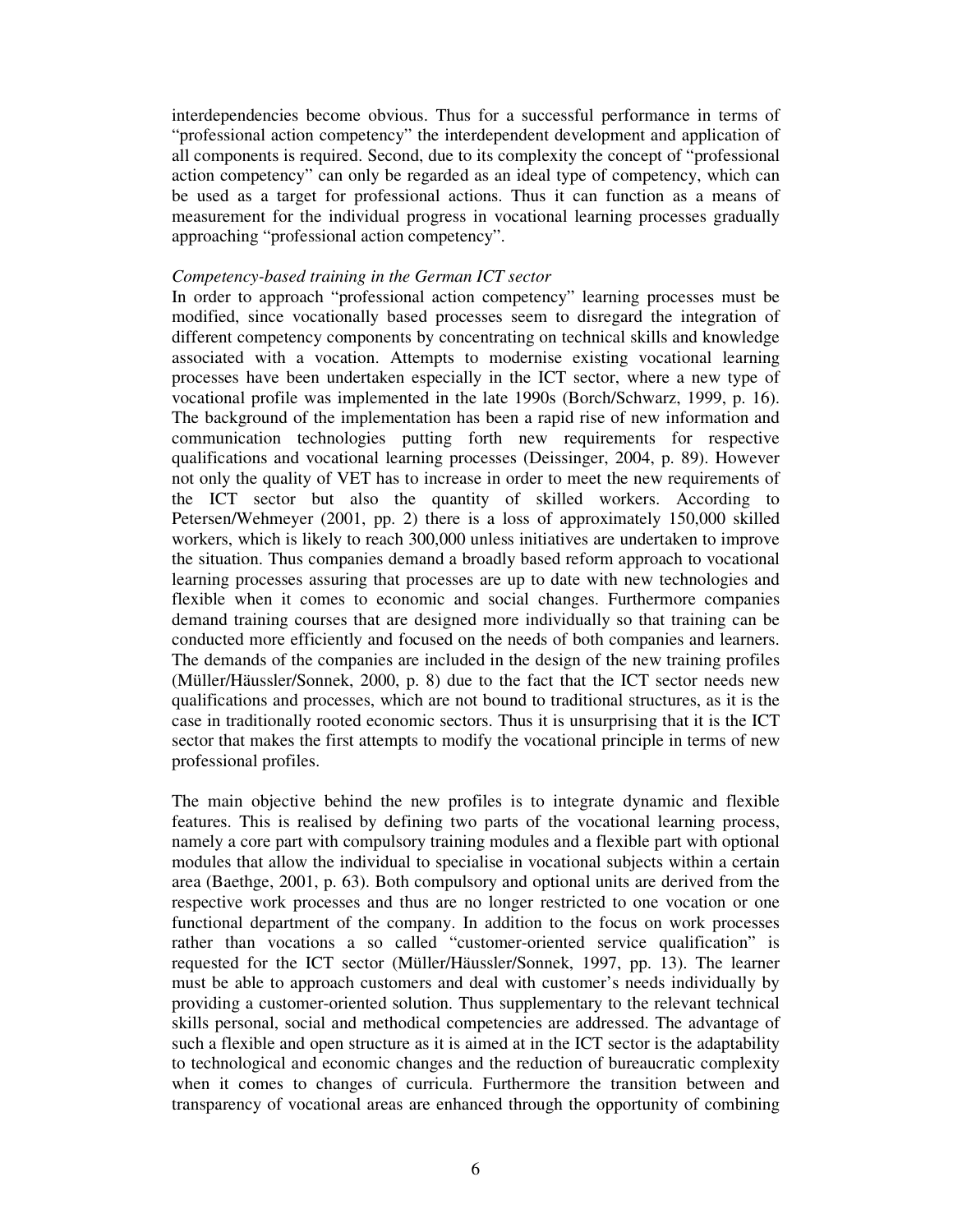interdependencies become obvious. Thus for a successful performance in terms of "professional action competency" the interdependent development and application of all components is required. Second, due to its complexity the concept of "professional action competency" can only be regarded as an ideal type of competency, which can be used as a target for professional actions. Thus it can function as a means of measurement for the individual progress in vocational learning processes gradually approaching "professional action competency".

*Competency-based training in the German ICT sector*

In order to approach "professional action competency" learning processes must be modified, since vocationally based processes seem to disregard the integration of different competency components by concentrating on technical skills and knowledge associated with a vocation. Attempts to modernise existing vocational learning processes have been undertaken especially in the ICT sector, where a new type of vocational profile was implemented in the late 1990s (Borch/Schwarz, 1999, p. 16). The background of the implementation has been a rapid rise of new information and communication technologies putting forth new requirements for respective qualifications and vocational learning processes (Deissinger, 2004, p. 89). However not only the quality of VET has to increase in order to meet the new requirements of the ICT sector but also the quantity of skilled workers. According to Petersen/Wehmeyer (2001, pp. 2) there is a loss of approximately 150,000 skilled workers, which is likely to reach 300,000 unless initiatives are undertaken to improve the situation. Thus companies demand a broadly based reform approach to vocational learning processes assuring that processes are up to date with new technologies and flexible when it comes to economic and social changes. Furthermore companies demand training courses that are designed more individually so that training can be conducted more efficiently and focused on the needs of both companies and learners. The demands of the companies are included in the design of the new training profiles (Müller/Häussler/Sonnek, 2000, p. 8) due to the fact that the ICT sector needs new qualifications and processes, which are not bound to traditional structures, as it is the case in traditionally rooted economic sectors. Thus it is unsurprising that it is the ICT sector that makes the first attempts to modify the vocational principle in terms of new professional profiles.

The main objective behind the new profiles is to integrate dynamic and flexible features. This is realised by defining two parts of the vocational learning process, namely a core part with compulsory training modules and a flexible part with optional modules that allow the individual to specialise in vocational subjects within a certain area (Baethge, 2001, p. 63). Both compulsory and optional units are derived from the respective work processes and thus are no longer restricted to one vocation or one functional department of the company. In addition to the focus on work processes rather than vocations a so called "customer-oriented service qualification" is requested for the ICT sector (Müller/Häussler/Sonnek, 1997, pp. 13). The learner must be able to approach customers and deal with customer's needs individually by providing a customer-oriented solution. Thus supplementary to the relevant technical skills personal, social and methodical competencies are addressed. The advantage of such a flexible and open structure as it is aimed at in the ICT sector is the adaptability to technological and economic changes and the reduction of bureaucratic complexity when it comes to changes of curricula. Furthermore the transition between and transparency of vocational areas are enhanced through the opportunity of combining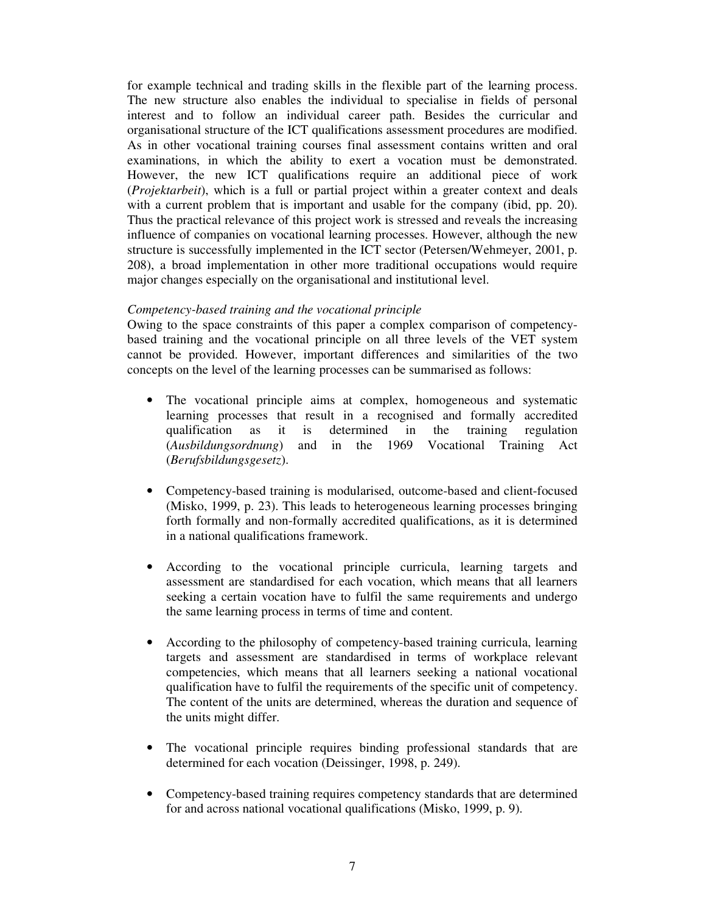for example technical and trading skills in the flexible part of the learning process. The new structure also enables the individual to specialise in fields of personal interest and to follow an individual career path. Besides the curricular and organisational structure of the ICT qualifications assessment procedures are modified. As in other vocational training courses final assessment contains written and oral examinations, in which the ability to exert a vocation must be demonstrated. However, the new ICT qualifications require an additional piece of work (*Projektarbeit*), which is a full or partial project within a greater context and deals with a current problem that is important and usable for the company (ibid, pp. 20). Thus the practical relevance of this project work is stressed and reveals the increasing influence of companies on vocational learning processes. However, although the new structure is successfully implemented in the ICT sector (Petersen/Wehmeyer, 2001, p. 208), a broad implementation in other more traditional occupations would require major changes especially on the organisational and institutional level.

*Competency-based training and the vocational principle*

Owing to the space constraints of this paper a complex comparison of competency-based training and the vocational principle on all three levels of the VET system cannot be provided. However, important differences and similarities of the two concepts on the level of the learning processes can be summarised as follows:

- The vocational principle aims at complex, homogeneous and systematic learning processes that result in a recognised and formally accredited qualification as it is determined in the training regulation (*Ausbildungsordnung*) and in the 1969 Vocational Training Act (*Berufsbildungsgesetz*).
- Competency-based training is modularised, outcome-based and client-focused (Misko, 1999, p. 23). This leads to heterogeneous learning processes bringing forth formally and non-formally accredited qualifications, as it is determined in a national qualifications framework.
- According to the vocational principle curricula, learning targets and assessment are standardised for each vocation, which means that all learners seeking a certain vocation have to fulfil the same requirements and undergo the same learning process in terms of time and content.
- According to the philosophy of competency-based training curricula, learning targets and assessment are standardised in terms of workplace relevant competencies, which means that all learners seeking a national vocational qualification have to fulfil the requirements of the specific unit of competency. The content of the units are determined, whereas the duration and sequence of the units might differ.
- The vocational principle requires binding professional standards that are determined for each vocation (Deissinger, 1998, p. 249).
- Competency-based training requires competency standards that are determined for and across national vocational qualifications (Misko, 1999, p. 9).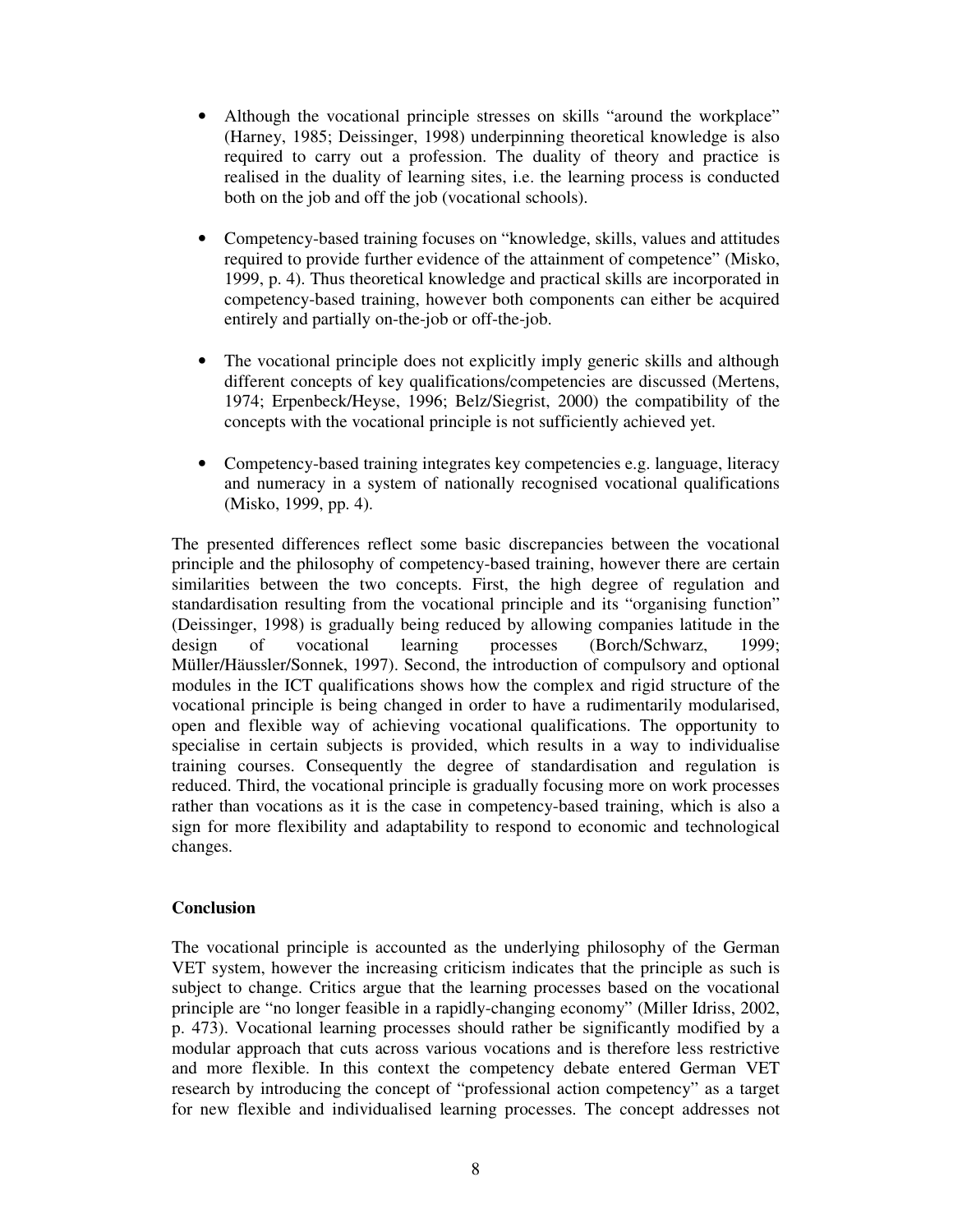- Although the vocational principle stresses on skills "around the workplace" (Harney, 1985; Deissinger, 1998) underpinning theoretical knowledge is also required to carry out a profession. The duality of theory and practice is realised in the duality of learning sites, i.e. the learning process is conducted both on the job and off the job (vocational schools).

- Competency-based training focuses on "knowledge, skills, values and attitudes required to provide further evidence of the attainment of competence" (Misko, 1999, p. 4). Thus theoretical knowledge and practical skills are incorporated in competency-based training, however both components can either be acquired entirely and partially on-the-job or off-the-job.

- The vocational principle does not explicitly imply generic skills and although different concepts of key qualifications/competencies are discussed (Mertens, 1974; Erpenbeck/Heyse, 1996; Belz/Siegrist, 2000) the compatibility of the concepts with the vocational principle is not sufficiently achieved yet.

- Competency-based training integrates key competencies e.g. language, literacy and numeracy in a system of nationally recognised vocational qualifications (Misko, 1999, pp. 4).

The presented differences reflect some basic discrepancies between the vocational principle and the philosophy of competency-based training, however there are certain similarities between the two concepts. First, the high degree of regulation and standardisation resulting from the vocational principle and its "organising function" (Deissinger, 1998) is gradually being reduced by allowing companies latitude in the design of vocational learning processes (Borch/Schwarz, 1999; Müller/Häussler/Sonnek, 1997). Second, the introduction of compulsory and optional modules in the ICT qualifications shows how the complex and rigid structure of the vocational principle is being changed in order to have a rudimentarily modularised, open and flexible way of achieving vocational qualifications. The opportunity to specialise in certain subjects is provided, which results in a way to individualise training courses. Consequently the degree of standardisation and regulation is reduced. Third, the vocational principle is gradually focusing more on work processes rather than vocations as it is the case in competency-based training, which is also a sign for more flexibility and adaptability to respond to economic and technological changes.

## Conclusion

The vocational principle is accounted as the underlying philosophy of the German VET system, however the increasing criticism indicates that the principle as such is subject to change. Critics argue that the learning processes based on the vocational principle are "no longer feasible in a rapidly-changing economy" (Miller Idriss, 2002, p. 473). Vocational learning processes should rather be significantly modified by a modular approach that cuts across various vocations and is therefore less restrictive and more flexible. In this context the competency debate entered German VET research by introducing the concept of "professional action competency" as a target for new flexible and individualised learning processes. The concept addresses not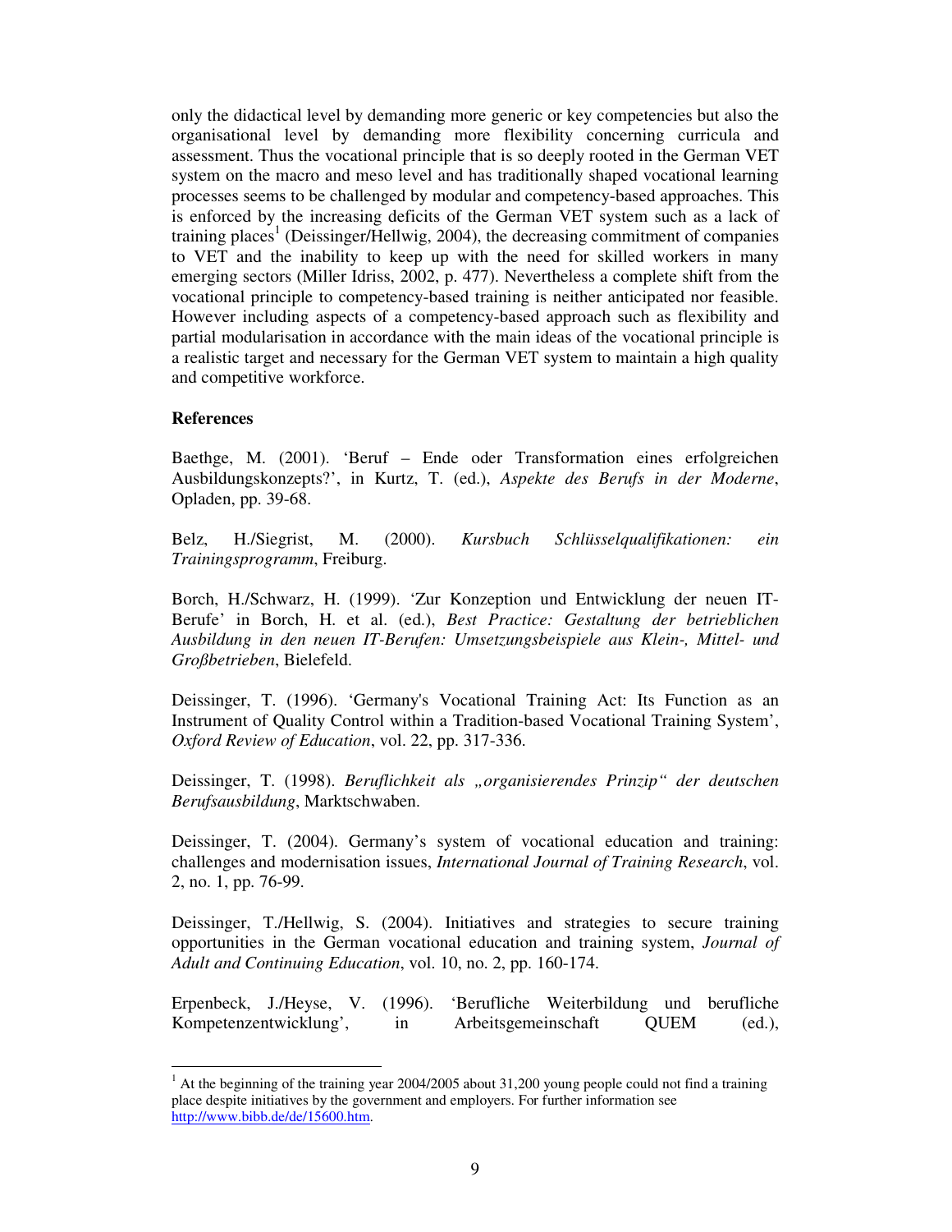only the didactical level by demanding more generic or key competencies but also the organisational level by demanding more flexibility concerning curricula and assessment. Thus the vocational principle that is so deeply rooted in the German VET system on the macro and meso level and has traditionally shaped vocational learning processes seems to be challenged by modular and competency-based approaches. This is enforced by the increasing deficits of the German VET system such as a lack of training places[1] (Deissinger/Hellwig, 2004), the decreasing commitment of companies to VET and the inability to keep up with the need for skilled workers in many emerging sectors (Miller Idriss, 2002, p. 477). Nevertheless a complete shift from the vocational principle to competency-based training is neither anticipated nor feasible. However including aspects of a competency-based approach such as flexibility and partial modularisation in accordance with the main ideas of the vocational principle is a realistic target and necessary for the German VET system to maintain a high quality and competitive workforce.

**References**

Baethge, M. (2001). 'Beruf – Ende oder Transformation eines erfolgreichen Ausbildungskonzepts?', in Kurtz, T. (ed.), *Aspekte des Berufs in der Moderne*, Opladen, pp. 39-68.

Belz, H./Siegrist, M. (2000). *Kursbuch Schlüsselqualifikationen: ein Trainingsprogramm*, Freiburg.

Borch, H./Schwarz, H. (1999). 'Zur Konzeption und Entwicklung der neuen IT-Berufe' in Borch, H. et al. (ed.), *Best Practice: Gestaltung der betrieblichen Ausbildung in den neuen IT-Berufen: Umsetzungsbeispiele aus Klein-, Mittel- und Großbetrieben*, Bielefeld.

Deissinger, T. (1996). 'Germany's Vocational Training Act: Its Function as an Instrument of Quality Control within a Tradition-based Vocational Training System', *Oxford Review of Education*, vol. 22, pp. 317-336.

Deissinger, T. (1998). *Beruflichkeit als „organisierendes Prinzip" der deutschen Berufsausbildung*, Marktschwaben.

Deissinger, T. (2004). Germany's system of vocational education and training: challenges and modernisation issues, *International Journal of Training Research*, vol. 2, no. 1, pp. 76-99.

Deissinger, T./Hellwig, S. (2004). Initiatives and strategies to secure training opportunities in the German vocational education and training system, *Journal of Adult and Continuing Education*, vol. 10, no. 2, pp. 160-174.

Erpenbeck, J./Heyse, V. (1996). 'Berufliche Weiterbildung und berufliche Kompetenzentwicklung', in Arbeitsgemeinschaft QUEM (ed.),

[1] At the beginning of the training year 2004/2005 about 31,200 young people could not find a training place despite initiatives by the government and employers. For further information see http://www.bibb.de/de/15600.htm.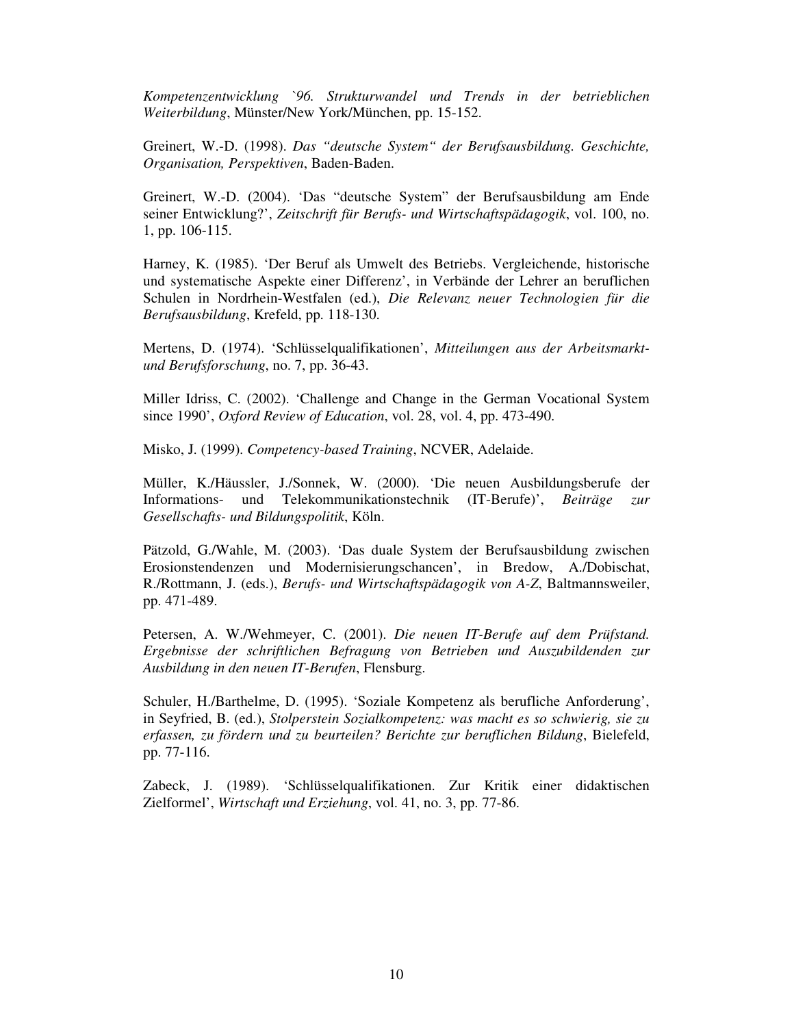*Kompetenzentwicklung `96. Strukturwandel und Trends in der betrieblichen Weiterbildung*, Münster/New York/München, pp. 15-152.

Greinert, W.-D. (1998). *Das "deutsche System" der Berufsausbildung. Geschichte, Organisation, Perspektiven*, Baden-Baden.

Greinert, W.-D. (2004). 'Das "deutsche System" der Berufsausbildung am Ende seiner Entwicklung?', *Zeitschrift für Berufs- und Wirtschaftspädagogik*, vol. 100, no. 1, pp. 106-115.

Harney, K. (1985). 'Der Beruf als Umwelt des Betriebs. Vergleichende, historische und systematische Aspekte einer Differenz', in Verbände der Lehrer an beruflichen Schulen in Nordrhein-Westfalen (ed.), *Die Relevanz neuer Technologien für die Berufsausbildung*, Krefeld, pp. 118-130.

Mertens, D. (1974). 'Schlüsselqualifikationen', *Mitteilungen aus der Arbeitsmarkt- und Berufsforschung*, no. 7, pp. 36-43.

Miller Idriss, C. (2002). 'Challenge and Change in the German Vocational System since 1990', *Oxford Review of Education*, vol. 28, vol. 4, pp. 473-490.

Misko, J. (1999). *Competency-based Training*, NCVER, Adelaide.

Müller, K./Häussler, J./Sonnek, W. (2000). 'Die neuen Ausbildungsberufe der Informations- und Telekommunikationstechnik (IT-Berufe)', *Beiträge zur Gesellschafts- und Bildungspolitik*, Köln.

Pätzold, G./Wahle, M. (2003). 'Das duale System der Berufsausbildung zwischen Erosionstendenzen und Modernisierungschancen', in Bredow, A./Dobischat, R./Rottmann, J. (eds.), *Berufs- und Wirtschaftspädagogik von A-Z*, Baltmannsweiler, pp. 471-489.

Petersen, A. W./Wehmeyer, C. (2001). *Die neuen IT-Berufe auf dem Prüfstand. Ergebnisse der schriftlichen Befragung von Betrieben und Auszubildenden zur Ausbildung in den neuen IT-Berufen*, Flensburg.

Schuler, H./Barthelme, D. (1995). 'Soziale Kompetenz als berufliche Anforderung', in Seyfried, B. (ed.), *Stolperstein Sozialkompetenz: was macht es so schwierig, sie zu erfassen, zu fördern und zu beurteilen? Berichte zur beruflichen Bildung*, Bielefeld, pp. 77-116.

Zabeck, J. (1989). 'Schlüsselqualifikationen. Zur Kritik einer didaktischen Zielformel', *Wirtschaft und Erziehung*, vol. 41, no. 3, pp. 77-86.